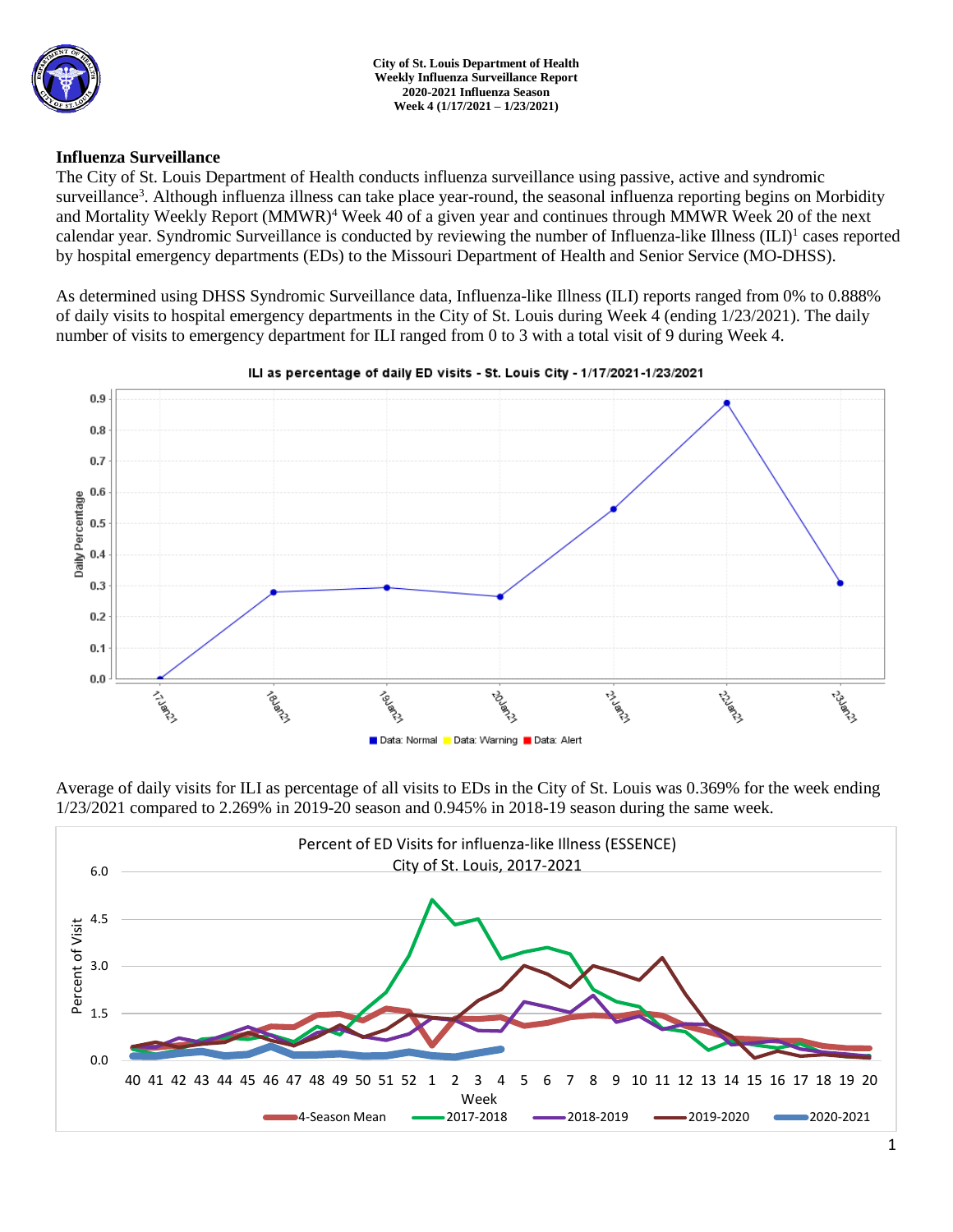City of St. Louis Department of Health
Weekly Influenza Surveillance Report
2020-2021 Influenza Season
Week 4 (1/17/2021 – 1/23/2021)

## Influenza Surveillance

The City of St. Louis Department of Health conducts influenza surveillance using passive, active and syndromic surveillance[3]. Although influenza illness can take place year-round, the seasonal influenza reporting begins on Morbidity and Mortality Weekly Report (MMWR)[4] Week 40 of a given year and continues through MMWR Week 20 of the next calendar year. Syndromic Surveillance is conducted by reviewing the number of Influenza-like Illness (ILI)[1] cases reported by hospital emergency departments (EDs) to the Missouri Department of Health and Senior Service (MO-DHSS).

As determined using DHSS Syndromic Surveillance data, Influenza-like Illness (ILI) reports ranged from 0% to 0.888% of daily visits to hospital emergency departments in the City of St. Louis during Week 4 (ending 1/23/2021). The daily number of visits to emergency department for ILI ranged from 0 to 3 with a total visit of 9 during Week 4.

ILI as percentage of daily ED visits - St. Louis City - 1/17/2021-1/23/2021

Average of daily visits for ILI as percentage of all visits to EDs in the City of St. Louis was 0.369% for the week ending 1/23/2021 compared to 2.269% in 2019-20 season and 0.945% in 2018-19 season during the same week.

Percent of ED Visits for influenza-like Illness (ESSENCE)
City of St. Louis, 2017-2021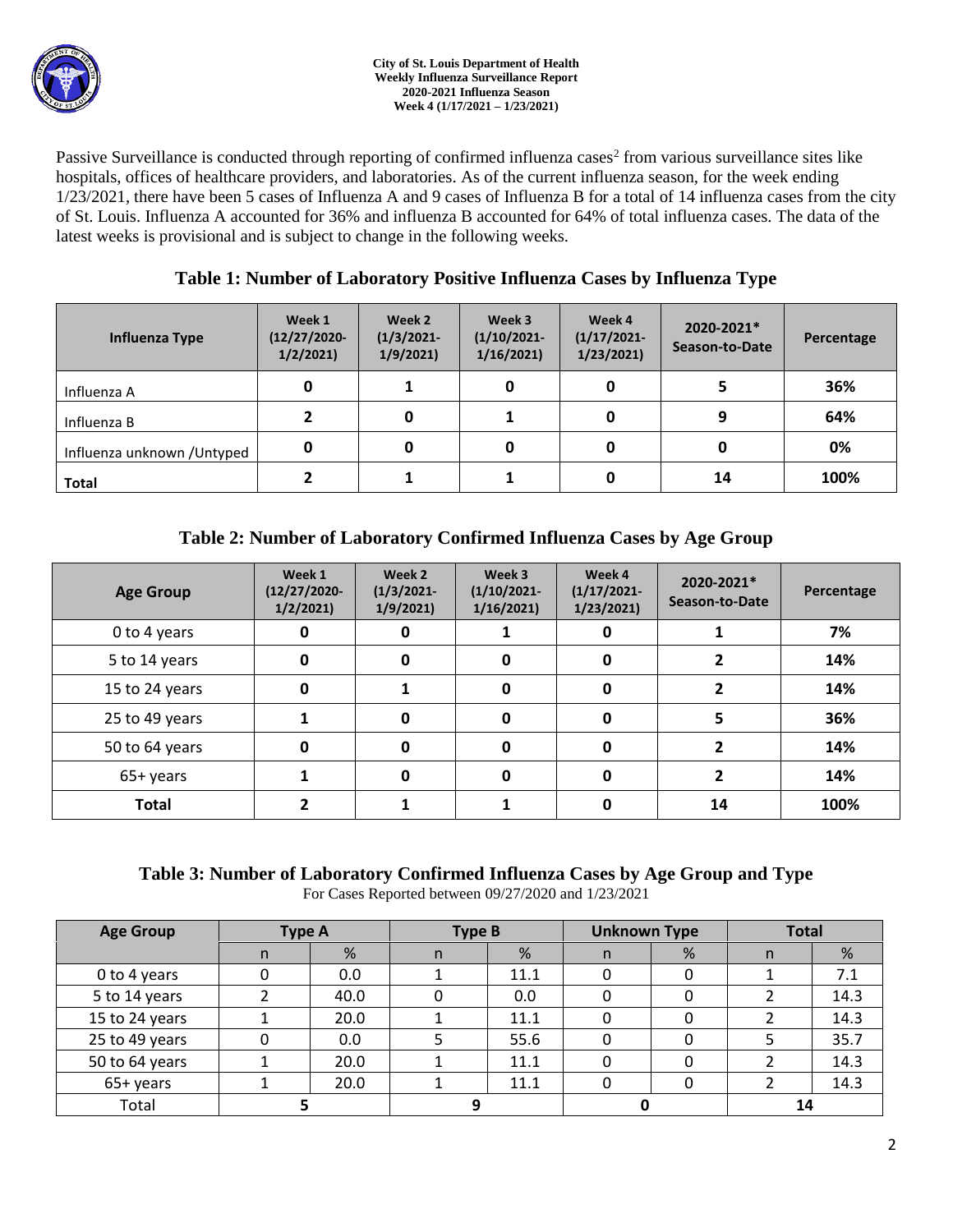Passive Surveillance is conducted through reporting of confirmed influenza cases[2] from various surveillance sites like hospitals, offices of healthcare providers, and laboratories. As of the current influenza season, for the week ending 1/23/2021, there have been 5 cases of Influenza A and 9 cases of Influenza B for a total of 14 influenza cases from the city of St. Louis. Influenza A accounted for 36% and influenza B accounted for 64% of total influenza cases. The data of the latest weeks is provisional and is subject to change in the following weeks.

## Table 1: Number of Laboratory Positive Influenza Cases by Influenza Type

| Influenza Type | Week 1 (12/27/2020-1/2/2021) | Week 2 (1/3/2021-1/9/2021) | Week 3 (1/10/2021-1/16/2021) | Week 4 (1/17/2021-1/23/2021) | 2020-2021* Season-to-Date | Percentage |
|---|---|---|---|---|---|---|
| Influenza A | 0 | 1 | 0 | 0 | 5 | 36% |
| Influenza B | 2 | 0 | 1 | 0 | 9 | 64% |
| Influenza unknown /Untyped | 0 | 0 | 0 | 0 | 0 | 0% |
| **Total** | 2 | 1 | 1 | 0 | 14 | 100% |

## Table 2: Number of Laboratory Confirmed Influenza Cases by Age Group

| Age Group | Week 1 (12/27/2020-1/2/2021) | Week 2 (1/3/2021-1/9/2021) | Week 3 (1/10/2021-1/16/2021) | Week 4 (1/17/2021-1/23/2021) | 2020-2021* Season-to-Date | Percentage |
|---|---|---|---|---|---|---|
| 0 to 4 years | 0 | 0 | 1 | 0 | 1 | 7% |
| 5 to 14 years | 0 | 0 | 0 | 0 | 2 | 14% |
| 15 to 24 years | 0 | 1 | 0 | 0 | 2 | 14% |
| 25 to 49 years | 1 | 0 | 0 | 0 | 5 | 36% |
| 50 to 64 years | 0 | 0 | 0 | 0 | 2 | 14% |
| 65+ years | 1 | 0 | 0 | 0 | 2 | 14% |
| **Total** | 2 | 1 | 1 | 0 | 14 | 100% |

## Table 3: Number of Laboratory Confirmed Influenza Cases by Age Group and Type

For Cases Reported between 09/27/2020 and 1/23/2021

| Age Group | Type A | | Type B | | Unknown Type | | Total | |
|---|---|---|---|---|---|---|---|---|
| | n | % | n | % | n | % | n | % |
| 0 to 4 years | 0 | 0.0 | 1 | 11.1 | 0 | 0 | 1 | 7.1 |
| 5 to 14 years | 2 | 40.0 | 0 | 0.0 | 0 | 0 | 2 | 14.3 |
| 15 to 24 years | 1 | 20.0 | 1 | 11.1 | 0 | 0 | 2 | 14.3 |
| 25 to 49 years | 0 | 0.0 | 5 | 55.6 | 0 | 0 | 5 | 35.7 |
| 50 to 64 years | 1 | 20.0 | 1 | 11.1 | 0 | 0 | 2 | 14.3 |
| 65+ years | 1 | 20.0 | 1 | 11.1 | 0 | 0 | 2 | 14.3 |
| Total | 5 | | 9 | | 0 | | 14 | |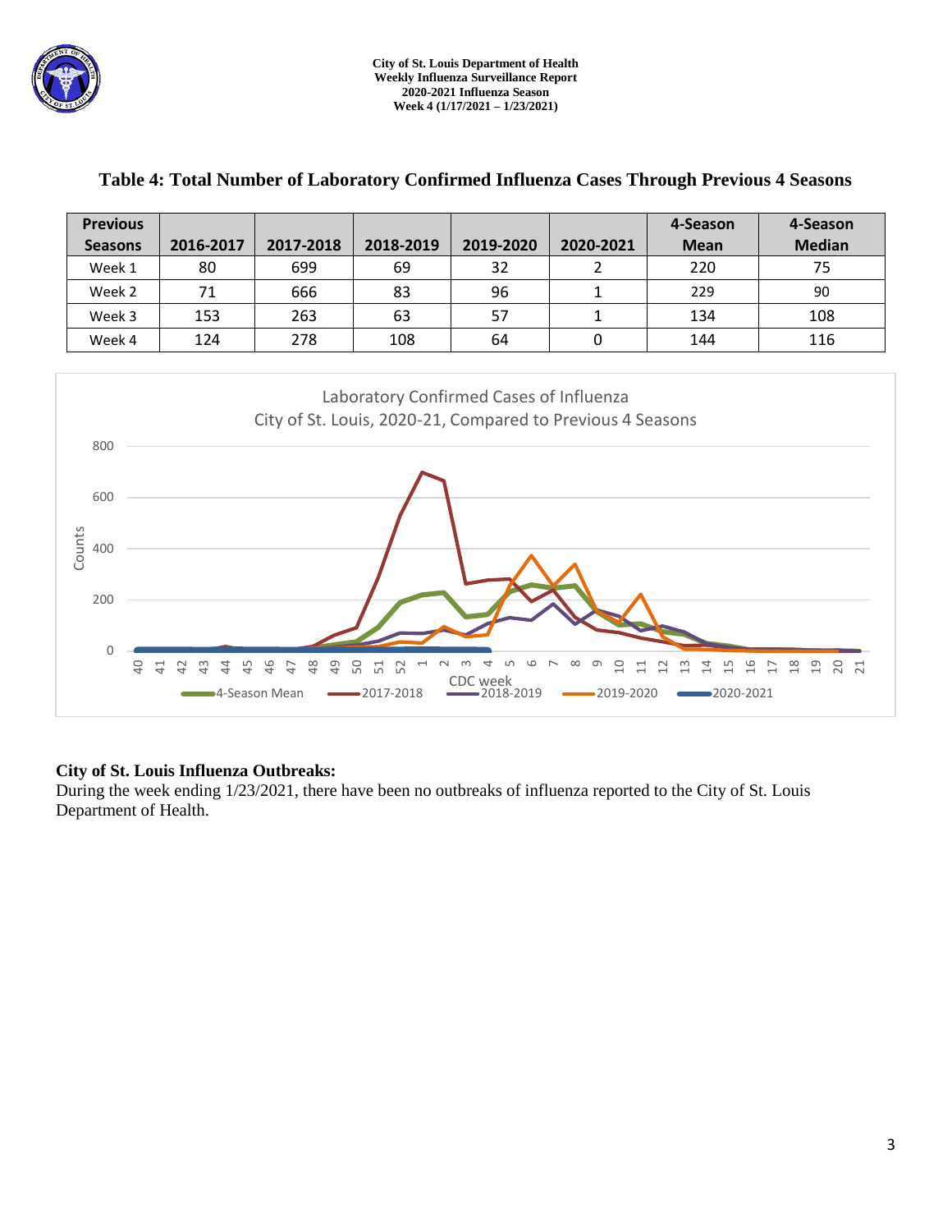### Table 4: Total Number of Laboratory Confirmed Influenza Cases Through Previous 4 Seasons

| Previous Seasons | 2016-2017 | 2017-2018 | 2018-2019 | 2019-2020 | 2020-2021 | 4-Season Mean | 4-Season Median |
|---|---|---|---|---|---|---|---|
| Week 1 | 80 | 699 | 69 | 32 | 2 | 220 | 75 |
| Week 2 | 71 | 666 | 83 | 96 | 1 | 229 | 90 |
| Week 3 | 153 | 263 | 63 | 57 | 1 | 134 | 108 |
| Week 4 | 124 | 278 | 108 | 64 | 0 | 144 | 116 |

Laboratory Confirmed Cases of Influenza
City of St. Louis, 2020-21, Compared to Previous 4 Seasons

**City of St. Louis Influenza Outbreaks:**
During the week ending 1/23/2021, there have been no outbreaks of influenza reported to the City of St. Louis Department of Health.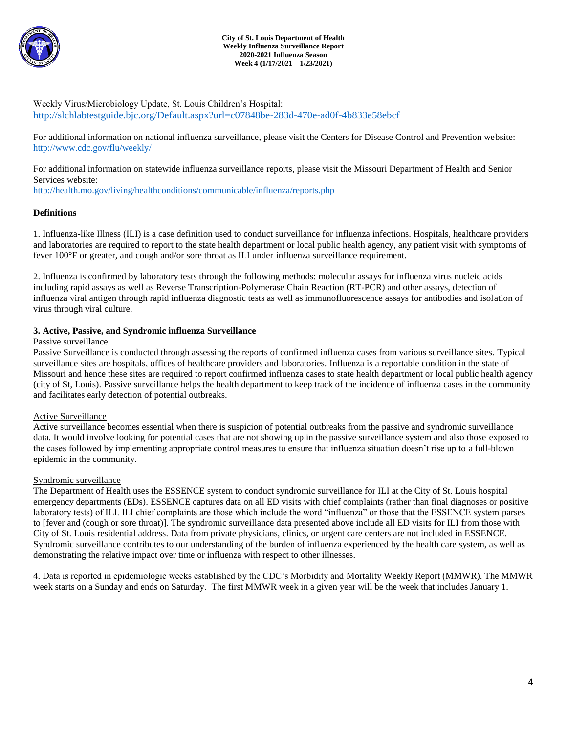Weekly Virus/Microbiology Update, St. Louis Children's Hospital:
http://slchlabtestguide.bjc.org/Default.aspx?url=c07848be-283d-470e-ad0f-4b833e58ebcf

For additional information on national influenza surveillance, please visit the Centers for Disease Control and Prevention website:
http://www.cdc.gov/flu/weekly/

For additional information on statewide influenza surveillance reports, please visit the Missouri Department of Health and Senior Services website:
http://health.mo.gov/living/healthconditions/communicable/influenza/reports.php

**Definitions**

1. Influenza-like Illness (ILI) is a case definition used to conduct surveillance for influenza infections. Hospitals, healthcare providers and laboratories are required to report to the state health department or local public health agency, any patient visit with symptoms of fever 100°F or greater, and cough and/or sore throat as ILI under influenza surveillance requirement.

2. Influenza is confirmed by laboratory tests through the following methods: molecular assays for influenza virus nucleic acids including rapid assays as well as Reverse Transcription-Polymerase Chain Reaction (RT-PCR) and other assays, detection of influenza viral antigen through rapid influenza diagnostic tests as well as immunofluorescence assays for antibodies and isolation of virus through viral culture.

**3. Active, Passive, and Syndromic influenza Surveillance**

Passive surveillance

Passive Surveillance is conducted through assessing the reports of confirmed influenza cases from various surveillance sites. Typical surveillance sites are hospitals, offices of healthcare providers and laboratories. Influenza is a reportable condition in the state of Missouri and hence these sites are required to report confirmed influenza cases to state health department or local public health agency (city of St, Louis). Passive surveillance helps the health department to keep track of the incidence of influenza cases in the community and facilitates early detection of potential outbreaks.

Active Surveillance

Active surveillance becomes essential when there is suspicion of potential outbreaks from the passive and syndromic surveillance data. It would involve looking for potential cases that are not showing up in the passive surveillance system and also those exposed to the cases followed by implementing appropriate control measures to ensure that influenza situation doesn't rise up to a full-blown epidemic in the community.

Syndromic surveillance

The Department of Health uses the ESSENCE system to conduct syndromic surveillance for ILI at the City of St. Louis hospital emergency departments (EDs). ESSENCE captures data on all ED visits with chief complaints (rather than final diagnoses or positive laboratory tests) of ILI. ILI chief complaints are those which include the word "influenza" or those that the ESSENCE system parses to [fever and (cough or sore throat)]. The syndromic surveillance data presented above include all ED visits for ILI from those with City of St. Louis residential address. Data from private physicians, clinics, or urgent care centers are not included in ESSENCE. Syndromic surveillance contributes to our understanding of the burden of influenza experienced by the health care system, as well as demonstrating the relative impact over time or influenza with respect to other illnesses.

4. Data is reported in epidemiologic weeks established by the CDC's Morbidity and Mortality Weekly Report (MMWR). The MMWR week starts on a Sunday and ends on Saturday. The first MMWR week in a given year will be the week that includes January 1.